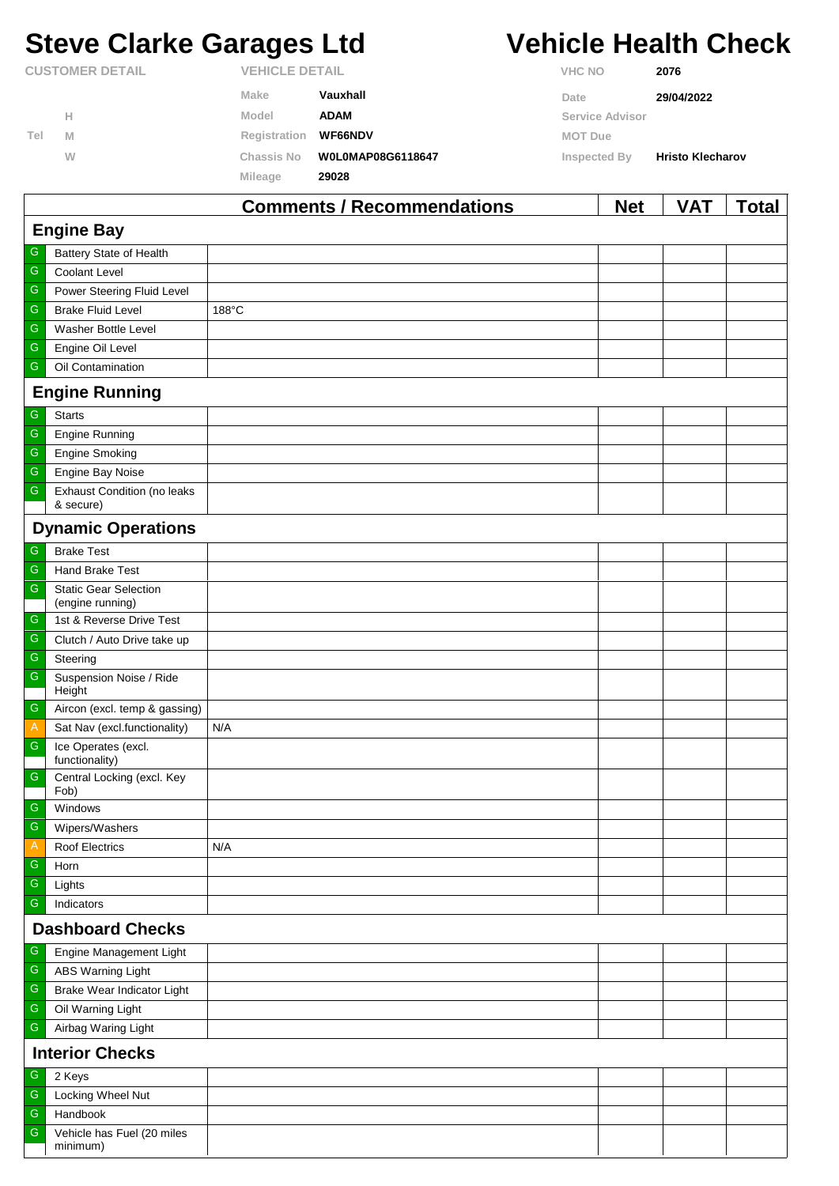# Steve Clarke Garages Ltd

# Vehicle Health Check

| CUSTOMER DETAIL | | VEHICLE DETAIL | | | |
|---|---|---|---|---|---|
| | | Make | Vauxhall | VHC NO | 2076 |
| | H | Model | ADAM | Date | 29/04/2022 |
| Tel | M | Registration | WF66NDV | Service Advisor | |
| | W | Chassis No | W0L0MAP08G6118647 | MOT Due | |
| | | Mileage | 29028 | Inspected By | Hristo Klecharov |

| | | Comments / Recommendations | Net | VAT | Total |
|---|---|---|---|---|---|
| **Engine Bay** | | | | | |
| G | Battery State of Health | | | | |
| G | Coolant Level | | | | |
| G | Power Steering Fluid Level | | | | |
| G | Brake Fluid Level | 188°C | | | |
| G | Washer Bottle Level | | | | |
| G | Engine Oil Level | | | | |
| G | Oil Contamination | | | | |
| **Engine Running** | | | | | |
| G | Starts | | | | |
| G | Engine Running | | | | |
| G | Engine Smoking | | | | |
| G | Engine Bay Noise | | | | |
| G | Exhaust Condition (no leaks & secure) | | | | |
| **Dynamic Operations** | | | | | |
| G | Brake Test | | | | |
| G | Hand Brake Test | | | | |
| G | Static Gear Selection (engine running) | | | | |
| G | 1st & Reverse Drive Test | | | | |
| G | Clutch / Auto Drive take up | | | | |
| G | Steering | | | | |
| G | Suspension Noise / Ride Height | | | | |
| G | Aircon (excl. temp & gassing) | | | | |
| A | Sat Nav (excl.functionality) | N/A | | | |
| G | Ice Operates (excl. functionality) | | | | |
| G | Central Locking (excl. Key Fob) | | | | |
| G | Windows | | | | |
| G | Wipers/Washers | | | | |
| A | Roof Electrics | N/A | | | |
| G | Horn | | | | |
| G | Lights | | | | |
| G | Indicators | | | | |
| **Dashboard Checks** | | | | | |
| G | Engine Management Light | | | | |
| G | ABS Warning Light | | | | |
| G | Brake Wear Indicator Light | | | | |
| G | Oil Warning Light | | | | |
| G | Airbag Waring Light | | | | |
| **Interior Checks** | | | | | |
| G | 2 Keys | | | | |
| G | Locking Wheel Nut | | | | |
| G | Handbook | | | | |
| G | Vehicle has Fuel (20 miles minimum) | | | | |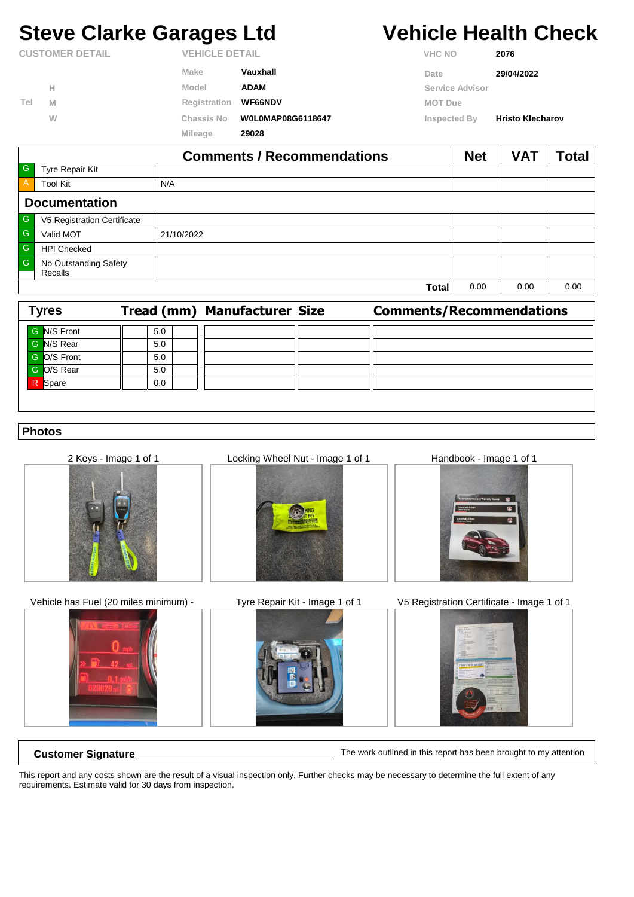# Steve Clarke Garages Ltd

# Vehicle Health Check

| CUSTOMER DETAIL | | VEHICLE DETAIL | | | |
|---|---|---|---|---|---|
| | H | Make | Vauxhall | VHC NO | 2076 |
| Tel | M | Model | ADAM | Date | 29/04/2022 |
| | W | Registration | WF66NDV | Service Advisor | |
| | | Chassis No | W0L0MAP08G6118647 | MOT Due | |
| | | Mileage | 29028 | Inspected By | Hristo Klecharov |

| | | Comments / Recommendations | Net | VAT | Total |
|---|---|---|---|---|---|
| G | Tyre Repair Kit | | | | |
| A | Tool Kit | N/A | | | |
| **Documentation** | | | | | |
| G | V5 Registration Certificate | | | | |
| G | Valid MOT | 21/10/2022 | | | |
| G | HPI Checked | | | | |
| G | No Outstanding Safety Recalls | | | | |
| | | **Total** | 0.00 | 0.00 | 0.00 |

| | Tyres | Tread (mm) | | Manufacturer | Size | Comments/Recommendations |
|---|---|---|---|---|---|---|
| G | N/S Front | 5.0 | | | | |
| G | N/S Rear | 5.0 | | | | |
| G | O/S Front | 5.0 | | | | |
| G | O/S Rear | 5.0 | | | | |
| R | Spare | 0.0 | | | | |

## Photos

2 Keys - Image 1 of 1

Locking Wheel Nut - Image 1 of 1

Handbook - Image 1 of 1

Vehicle has Fuel (20 miles minimum) -

Tyre Repair Kit - Image 1 of 1

V5 Registration Certificate - Image 1 of 1

**Customer Signature**\_\_\_\_\_\_\_\_\_\_\_\_\_\_\_\_\_\_\_\_\_\_\_\_\_\_\_\_ The work outlined in this report has been brought to my attention

This report and any costs shown are the result of a visual inspection only. Further checks may be necessary to determine the full extent of any requirements. Estimate valid for 30 days from inspection.